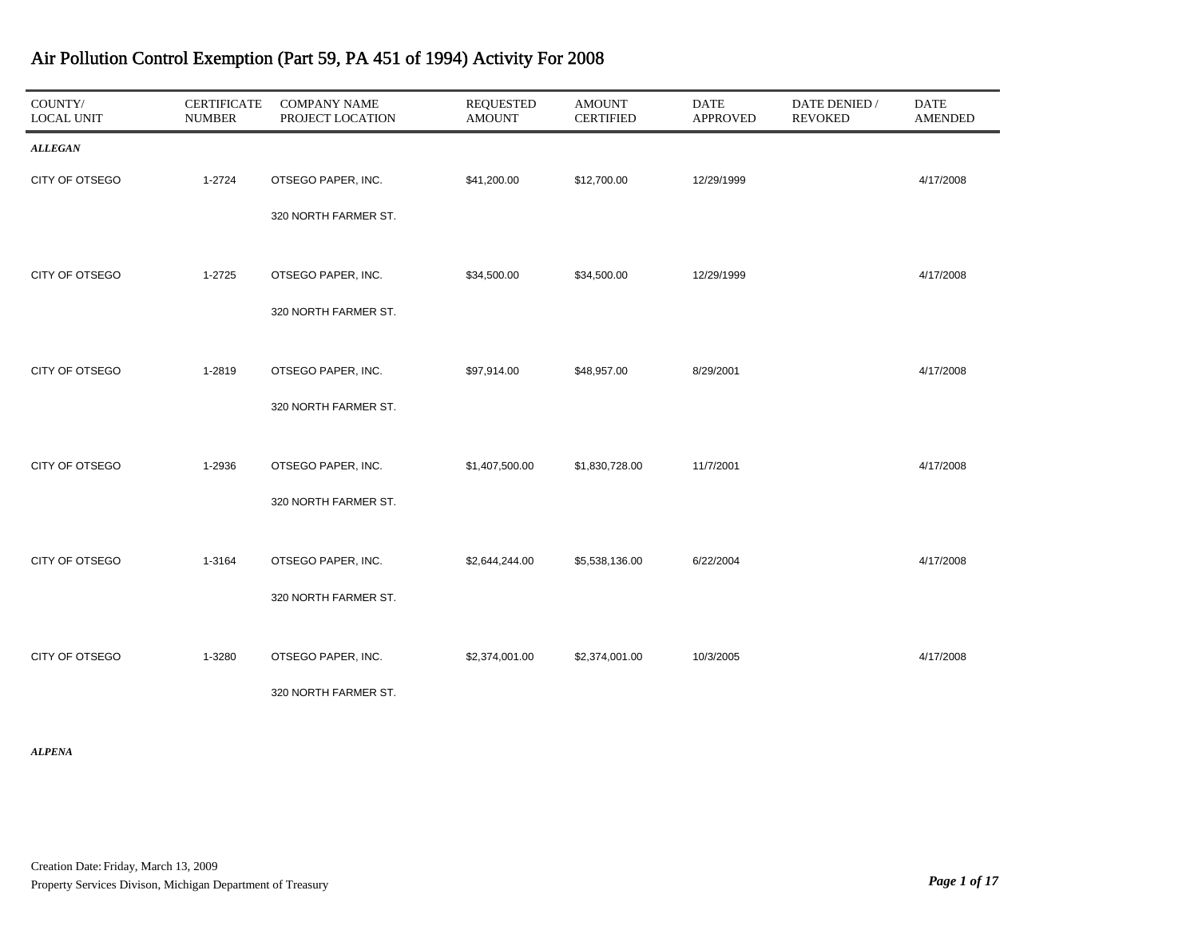# Air Pollution Control Exemption (Part 59, PA 451 of 1994) Activity For 2008

| COUNTY/ LOCAL UNIT | CERTIFICATE NUMBER | COMPANY NAME PROJECT LOCATION | REQUESTED AMOUNT | AMOUNT CERTIFIED | DATE APPROVED | DATE DENIED / REVOKED | DATE AMENDED |
|---|---|---|---|---|---|---|---|
| ***ALLEGAN*** | | | | | | | |
| CITY OF OTSEGO | 1-2724 | OTSEGO PAPER, INC. 320 NORTH FARMER ST. | $41,200.00 | $12,700.00 | 12/29/1999 | | 4/17/2008 |
| CITY OF OTSEGO | 1-2725 | OTSEGO PAPER, INC. 320 NORTH FARMER ST. | $34,500.00 | $34,500.00 | 12/29/1999 | | 4/17/2008 |
| CITY OF OTSEGO | 1-2819 | OTSEGO PAPER, INC. 320 NORTH FARMER ST. | $97,914.00 | $48,957.00 | 8/29/2001 | | 4/17/2008 |
| CITY OF OTSEGO | 1-2936 | OTSEGO PAPER, INC. 320 NORTH FARMER ST. | $1,407,500.00 | $1,830,728.00 | 11/7/2001 | | 4/17/2008 |
| CITY OF OTSEGO | 1-3164 | OTSEGO PAPER, INC. 320 NORTH FARMER ST. | $2,644,244.00 | $5,538,136.00 | 6/22/2004 | | 4/17/2008 |
| CITY OF OTSEGO | 1-3280 | OTSEGO PAPER, INC. 320 NORTH FARMER ST. | $2,374,001.00 | $2,374,001.00 | 10/3/2005 | | 4/17/2008 |
| ***ALPENA*** | | | | | | | |

Creation Date: Friday, March 13, 2009

Property Services Divison, Michigan Department of Treasury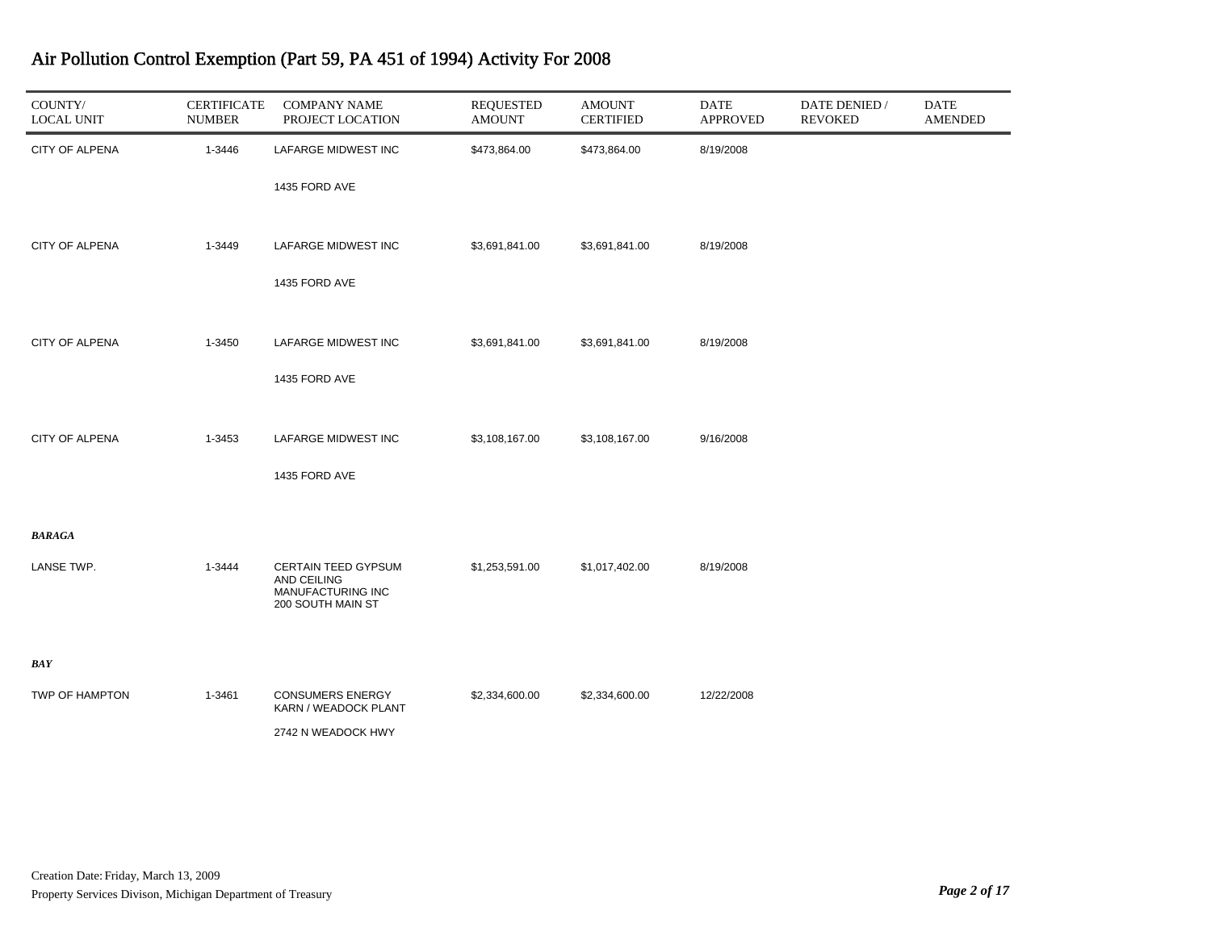# Air Pollution Control Exemption (Part 59, PA 451 of 1994) Activity For 2008

| COUNTY/ LOCAL UNIT | CERTIFICATE NUMBER | COMPANY NAME PROJECT LOCATION | REQUESTED AMOUNT | AMOUNT CERTIFIED | DATE APPROVED | DATE DENIED / REVOKED | DATE AMENDED |
|---|---|---|---|---|---|---|---|
| CITY OF ALPENA | 1-3446 | LAFARGE MIDWEST INC 1435 FORD AVE | $473,864.00 | $473,864.00 | 8/19/2008 | | |
| CITY OF ALPENA | 1-3449 | LAFARGE MIDWEST INC 1435 FORD AVE | $3,691,841.00 | $3,691,841.00 | 8/19/2008 | | |
| CITY OF ALPENA | 1-3450 | LAFARGE MIDWEST INC 1435 FORD AVE | $3,691,841.00 | $3,691,841.00 | 8/19/2008 | | |
| CITY OF ALPENA | 1-3453 | LAFARGE MIDWEST INC 1435 FORD AVE | $3,108,167.00 | $3,108,167.00 | 9/16/2008 | | |
| ***BARAGA*** | | | | | | | |
| LANSE TWP. | 1-3444 | CERTAIN TEED GYPSUM AND CEILING MANUFACTURING INC 200 SOUTH MAIN ST | $1,253,591.00 | $1,017,402.00 | 8/19/2008 | | |
| ***BAY*** | | | | | | | |
| TWP OF HAMPTON | 1-3461 | CONSUMERS ENERGY KARN / WEADOCK PLANT 2742 N WEADOCK HWY | $2,334,600.00 | $2,334,600.00 | 12/22/2008 | | |

Creation Date: Friday, March 13, 2009

Property Services Divison, Michigan Department of Treasury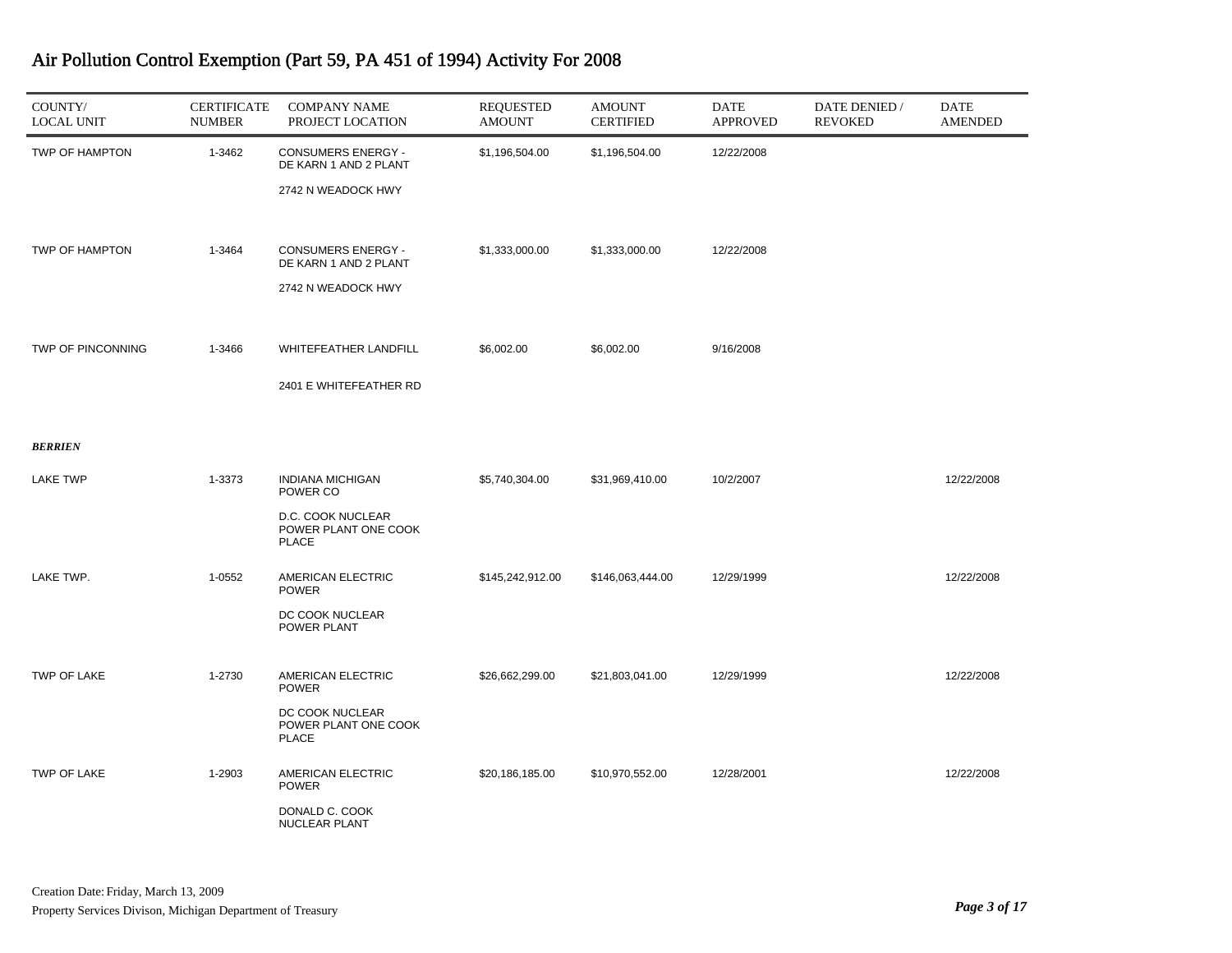# Air Pollution Control Exemption (Part 59, PA 451 of 1994) Activity For 2008

| COUNTY/ LOCAL UNIT | CERTIFICATE NUMBER | COMPANY NAME PROJECT LOCATION | REQUESTED AMOUNT | AMOUNT CERTIFIED | DATE APPROVED | DATE DENIED / REVOKED | DATE AMENDED |
|---|---|---|---|---|---|---|---|
| TWP OF HAMPTON | 1-3462 | CONSUMERS ENERGY - DE KARN 1 AND 2 PLANT<br>2742 N WEADOCK HWY | $1,196,504.00 | $1,196,504.00 | 12/22/2008 | | |
| TWP OF HAMPTON | 1-3464 | CONSUMERS ENERGY - DE KARN 1 AND 2 PLANT<br>2742 N WEADOCK HWY | $1,333,000.00 | $1,333,000.00 | 12/22/2008 | | |
| TWP OF PINCONNING | 1-3466 | WHITEFEATHER LANDFILL<br>2401 E WHITEFEATHER RD | $6,002.00 | $6,002.00 | 9/16/2008 | | |
| ***BERRIEN*** | | | | | | | |
| LAKE TWP | 1-3373 | INDIANA MICHIGAN POWER CO<br>D.C. COOK NUCLEAR POWER PLANT ONE COOK PLACE | $5,740,304.00 | $31,969,410.00 | 10/2/2007 | | 12/22/2008 |
| LAKE TWP. | 1-0552 | AMERICAN ELECTRIC POWER<br>DC COOK NUCLEAR POWER PLANT | $145,242,912.00 | $146,063,444.00 | 12/29/1999 | | 12/22/2008 |
| TWP OF LAKE | 1-2730 | AMERICAN ELECTRIC POWER<br>DC COOK NUCLEAR POWER PLANT ONE COOK PLACE | $26,662,299.00 | $21,803,041.00 | 12/29/1999 | | 12/22/2008 |
| TWP OF LAKE | 1-2903 | AMERICAN ELECTRIC POWER<br>DONALD C. COOK NUCLEAR PLANT | $20,186,185.00 | $10,970,552.00 | 12/28/2001 | | 12/22/2008 |

Creation Date: Friday, March 13, 2009

Property Services Divison, Michigan Department of Treasury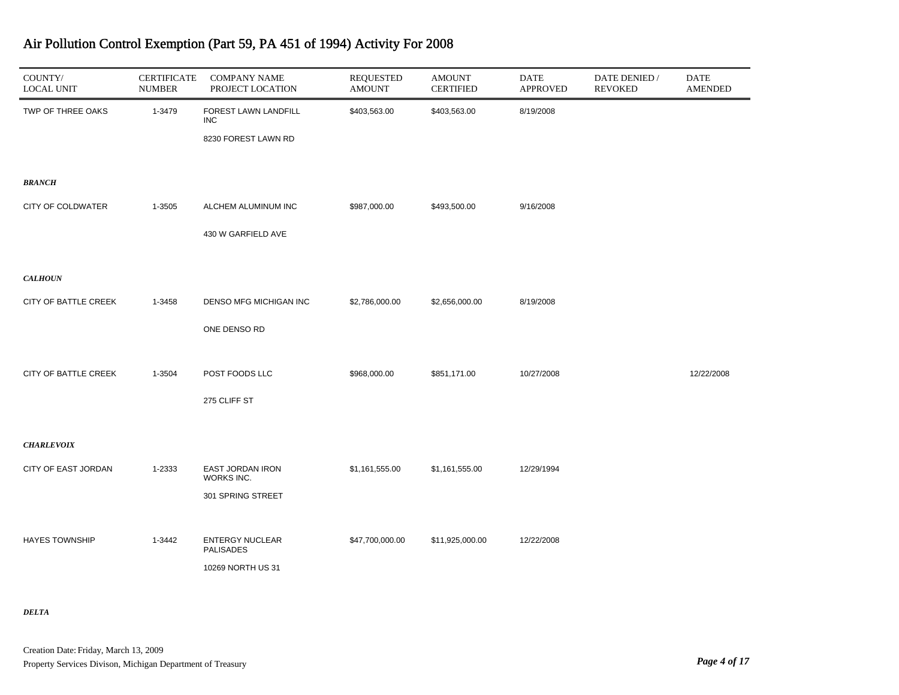# Air Pollution Control Exemption (Part 59, PA 451 of 1994) Activity For 2008

| COUNTY/ LOCAL UNIT | CERTIFICATE NUMBER | COMPANY NAME PROJECT LOCATION | REQUESTED AMOUNT | AMOUNT CERTIFIED | DATE APPROVED | DATE DENIED / REVOKED | DATE AMENDED |
|---|---|---|---|---|---|---|---|
| TWP OF THREE OAKS | 1-3479 | FOREST LAWN LANDFILL INC<br>8230 FOREST LAWN RD | $403,563.00 | $403,563.00 | 8/19/2008 | | |
| ***BRANCH*** | | | | | | | |
| CITY OF COLDWATER | 1-3505 | ALCHEM ALUMINUM INC<br>430 W GARFIELD AVE | $987,000.00 | $493,500.00 | 9/16/2008 | | |
| ***CALHOUN*** | | | | | | | |
| CITY OF BATTLE CREEK | 1-3458 | DENSO MFG MICHIGAN INC<br>ONE DENSO RD | $2,786,000.00 | $2,656,000.00 | 8/19/2008 | | |
| CITY OF BATTLE CREEK | 1-3504 | POST FOODS LLC<br>275 CLIFF ST | $968,000.00 | $851,171.00 | 10/27/2008 | | 12/22/2008 |
| ***CHARLEVOIX*** | | | | | | | |
| CITY OF EAST JORDAN | 1-2333 | EAST JORDAN IRON WORKS INC.<br>301 SPRING STREET | $1,161,555.00 | $1,161,555.00 | 12/29/1994 | | |
| HAYES TOWNSHIP | 1-3442 | ENTERGY NUCLEAR PALISADES<br>10269 NORTH US 31 | $47,700,000.00 | $11,925,000.00 | 12/22/2008 | | |
| ***DELTA*** | | | | | | | |

Creation Date: Friday, March 13, 2009

Property Services Divison, Michigan Department of Treasury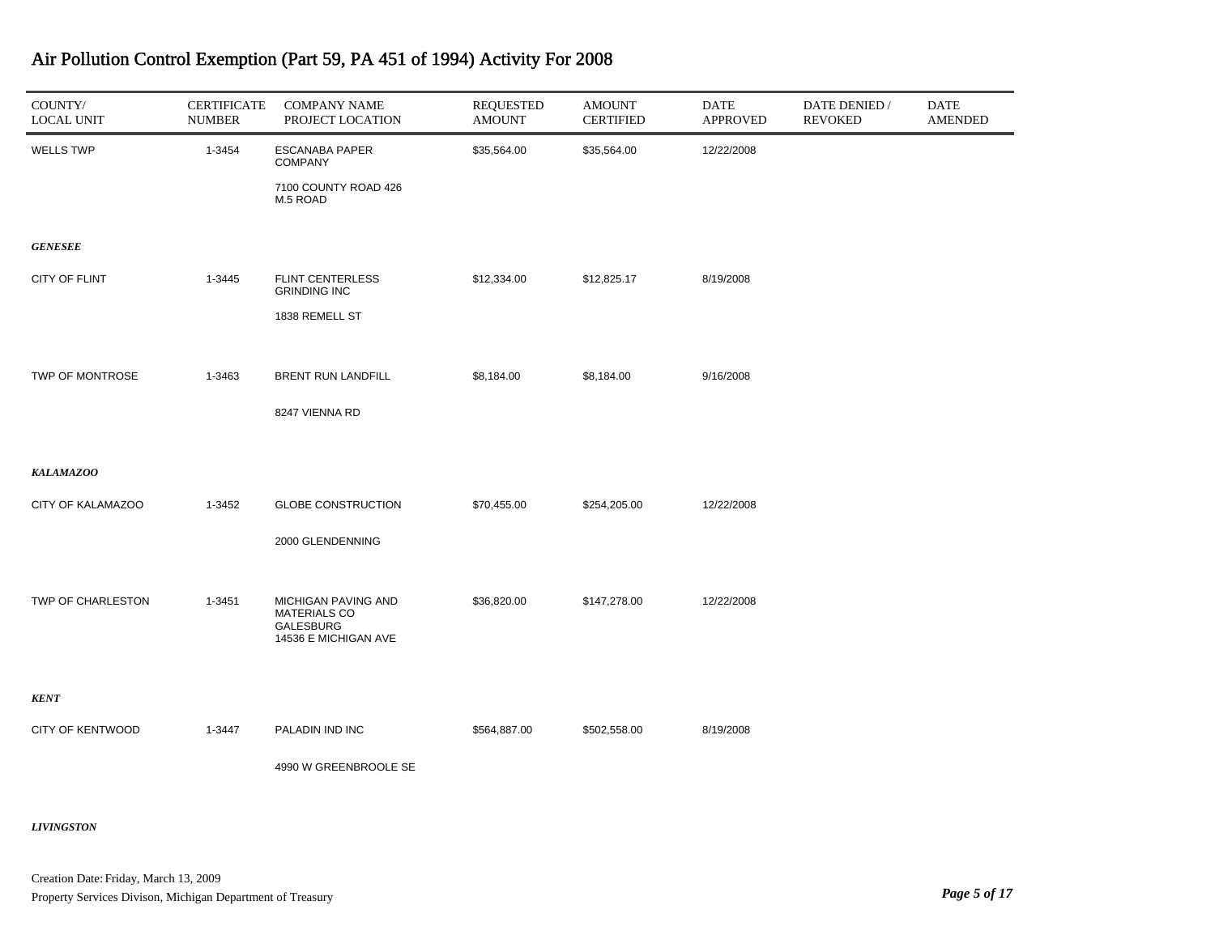# Air Pollution Control Exemption (Part 59, PA 451 of 1994) Activity For 2008

| COUNTY/ LOCAL UNIT | CERTIFICATE NUMBER | COMPANY NAME PROJECT LOCATION | REQUESTED AMOUNT | AMOUNT CERTIFIED | DATE APPROVED | DATE DENIED / REVOKED | DATE AMENDED |
|---|---|---|---|---|---|---|---|
| WELLS TWP | 1-3454 | ESCANABA PAPER COMPANY<br>7100 COUNTY ROAD 426 M.5 ROAD | $35,564.00 | $35,564.00 | 12/22/2008 | | |
| ***GENESEE*** | | | | | | | |
| CITY OF FLINT | 1-3445 | FLINT CENTERLESS GRINDING INC<br>1838 REMELL ST | $12,334.00 | $12,825.17 | 8/19/2008 | | |
| TWP OF MONTROSE | 1-3463 | BRENT RUN LANDFILL<br>8247 VIENNA RD | $8,184.00 | $8,184.00 | 9/16/2008 | | |
| ***KALAMAZOO*** | | | | | | | |
| CITY OF KALAMAZOO | 1-3452 | GLOBE CONSTRUCTION<br>2000 GLENDENNING | $70,455.00 | $254,205.00 | 12/22/2008 | | |
| TWP OF CHARLESTON | 1-3451 | MICHIGAN PAVING AND MATERIALS CO GALESBURG<br>14536 E MICHIGAN AVE | $36,820.00 | $147,278.00 | 12/22/2008 | | |
| ***KENT*** | | | | | | | |
| CITY OF KENTWOOD | 1-3447 | PALADIN IND INC<br>4990 W GREENBROOLE SE | $564,887.00 | $502,558.00 | 8/19/2008 | | |
| ***LIVINGSTON*** | | | | | | | |

Creation Date: Friday, March 13, 2009

Property Services Divison, Michigan Department of Treasury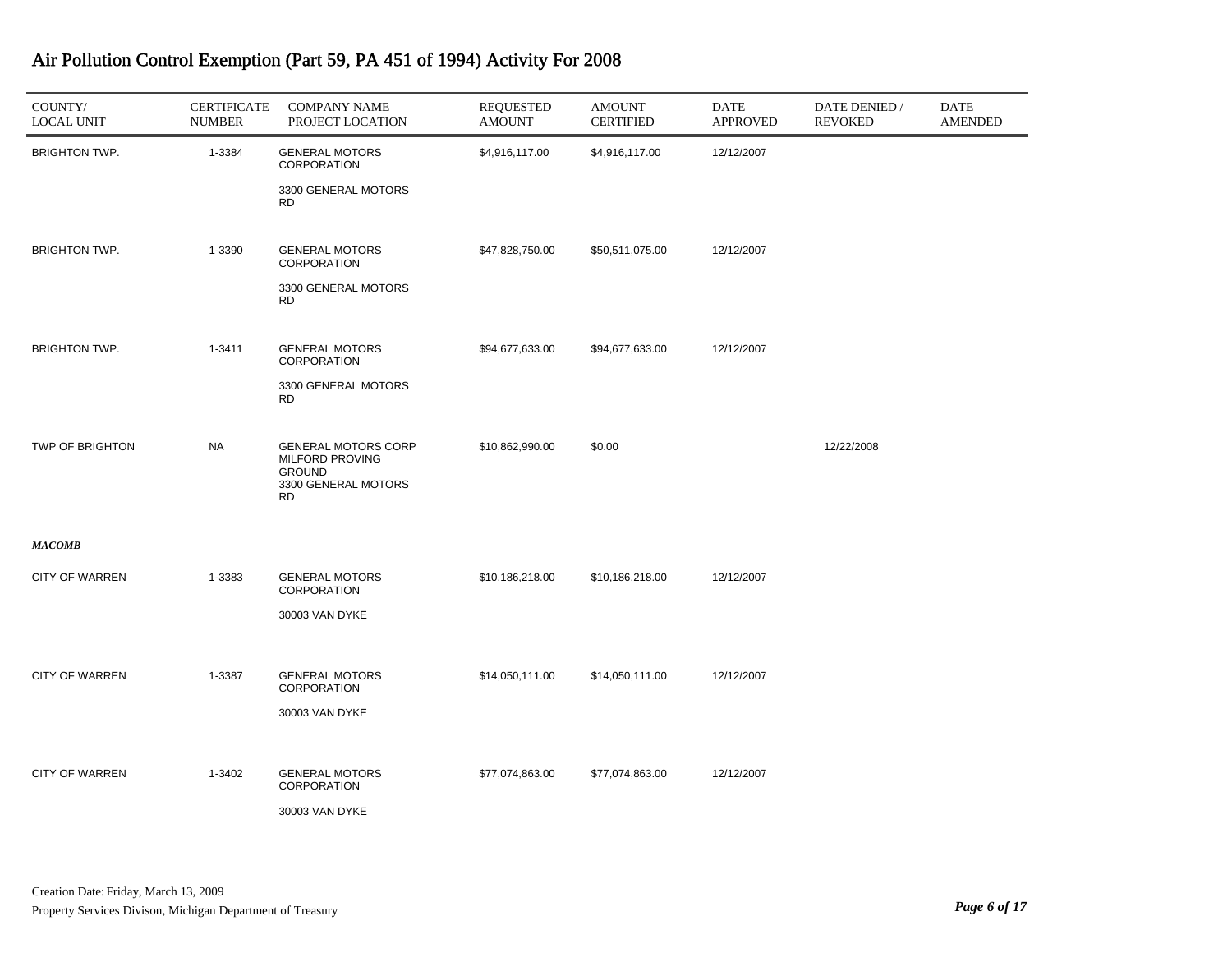# Air Pollution Control Exemption (Part 59, PA 451 of 1994) Activity For 2008

| COUNTY/ LOCAL UNIT | CERTIFICATE NUMBER | COMPANY NAME PROJECT LOCATION | REQUESTED AMOUNT | AMOUNT CERTIFIED | DATE APPROVED | DATE DENIED / REVOKED | DATE AMENDED |
|---|---|---|---|---|---|---|---|
| BRIGHTON TWP. | 1-3384 | GENERAL MOTORS CORPORATION<br>3300 GENERAL MOTORS RD | $4,916,117.00 | $4,916,117.00 | 12/12/2007 | | |
| BRIGHTON TWP. | 1-3390 | GENERAL MOTORS CORPORATION<br>3300 GENERAL MOTORS RD | $47,828,750.00 | $50,511,075.00 | 12/12/2007 | | |
| BRIGHTON TWP. | 1-3411 | GENERAL MOTORS CORPORATION<br>3300 GENERAL MOTORS RD | $94,677,633.00 | $94,677,633.00 | 12/12/2007 | | |
| TWP OF BRIGHTON | NA | GENERAL MOTORS CORP MILFORD PROVING GROUND<br>3300 GENERAL MOTORS RD | $10,862,990.00 | $0.00 | | 12/22/2008 | |
| ***MACOMB*** | | | | | | | |
| CITY OF WARREN | 1-3383 | GENERAL MOTORS CORPORATION<br>30003 VAN DYKE | $10,186,218.00 | $10,186,218.00 | 12/12/2007 | | |
| CITY OF WARREN | 1-3387 | GENERAL MOTORS CORPORATION<br>30003 VAN DYKE | $14,050,111.00 | $14,050,111.00 | 12/12/2007 | | |
| CITY OF WARREN | 1-3402 | GENERAL MOTORS CORPORATION<br>30003 VAN DYKE | $77,074,863.00 | $77,074,863.00 | 12/12/2007 | | |

Creation Date: Friday, March 13, 2009

Property Services Divison, Michigan Department of Treasury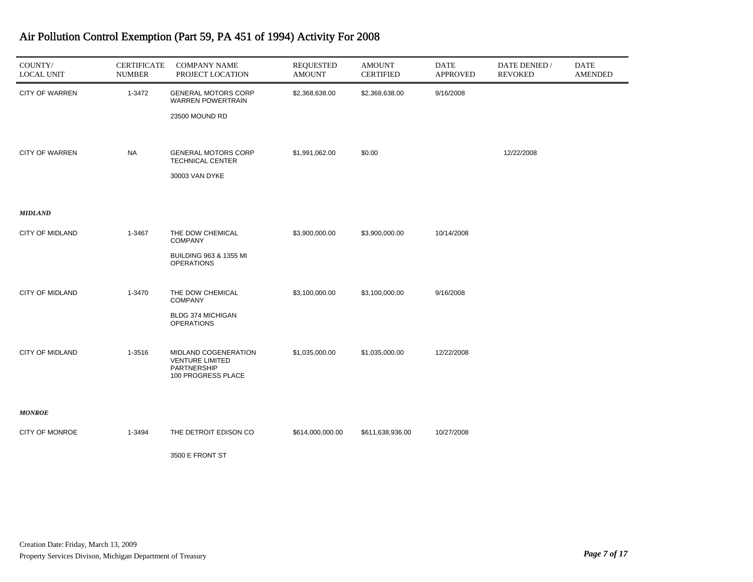# Air Pollution Control Exemption (Part 59, PA 451 of 1994) Activity For 2008

| COUNTY/ LOCAL UNIT | CERTIFICATE NUMBER | COMPANY NAME PROJECT LOCATION | REQUESTED AMOUNT | AMOUNT CERTIFIED | DATE APPROVED | DATE DENIED / REVOKED | DATE AMENDED |
|---|---|---|---|---|---|---|---|
| CITY OF WARREN | 1-3472 | GENERAL MOTORS CORP WARREN POWERTRAIN 23500 MOUND RD | $2,368,638.00 | $2,368,638.00 | 9/16/2008 | | |
| CITY OF WARREN | NA | GENERAL MOTORS CORP TECHNICAL CENTER 30003 VAN DYKE | $1,991,062.00 | $0.00 | | 12/22/2008 | |
| ***MIDLAND*** | | | | | | | |
| CITY OF MIDLAND | 1-3467 | THE DOW CHEMICAL COMPANY BUILDING 963 & 1355 MI OPERATIONS | $3,900,000.00 | $3,900,000.00 | 10/14/2008 | | |
| CITY OF MIDLAND | 1-3470 | THE DOW CHEMICAL COMPANY BLDG 374 MICHIGAN OPERATIONS | $3,100,000.00 | $3,100,000.00 | 9/16/2008 | | |
| CITY OF MIDLAND | 1-3516 | MIDLAND COGENERATION VENTURE LIMITED PARTNERSHIP 100 PROGRESS PLACE | $1,035,000.00 | $1,035,000.00 | 12/22/2008 | | |
| ***MONROE*** | | | | | | | |
| CITY OF MONROE | 1-3494 | THE DETROIT EDISON CO 3500 E FRONT ST | $614,000,000.00 | $611,638,936.00 | 10/27/2008 | | |

Creation Date: Friday, March 13, 2009
Property Services Divison, Michigan Department of Treasury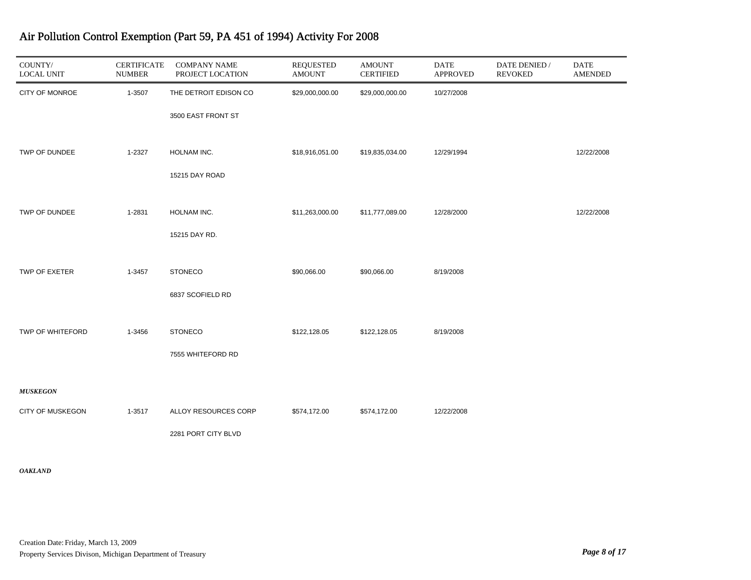# Air Pollution Control Exemption (Part 59, PA 451 of 1994) Activity For 2008

| COUNTY/ LOCAL UNIT | CERTIFICATE NUMBER | COMPANY NAME PROJECT LOCATION | REQUESTED AMOUNT | AMOUNT CERTIFIED | DATE APPROVED | DATE DENIED / REVOKED | DATE AMENDED |
|---|---|---|---|---|---|---|---|
| CITY OF MONROE | 1-3507 | THE DETROIT EDISON CO<br>3500 EAST FRONT ST | $29,000,000.00 | $29,000,000.00 | 10/27/2008 | | |
| TWP OF DUNDEE | 1-2327 | HOLNAM INC.<br>15215 DAY ROAD | $18,916,051.00 | $19,835,034.00 | 12/29/1994 | | 12/22/2008 |
| TWP OF DUNDEE | 1-2831 | HOLNAM INC.<br>15215 DAY RD. | $11,263,000.00 | $11,777,089.00 | 12/28/2000 | | 12/22/2008 |
| TWP OF EXETER | 1-3457 | STONECO<br>6837 SCOFIELD RD | $90,066.00 | $90,066.00 | 8/19/2008 | | |
| TWP OF WHITEFORD | 1-3456 | STONECO<br>7555 WHITEFORD RD | $122,128.05 | $122,128.05 | 8/19/2008 | | |
| ***MUSKEGON*** | | | | | | | |
| CITY OF MUSKEGON | 1-3517 | ALLOY RESOURCES CORP<br>2281 PORT CITY BLVD | $574,172.00 | $574,172.00 | 12/22/2008 | | |
| ***OAKLAND*** | | | | | | | |

Creation Date: Friday, March 13, 2009

Property Services Divison, Michigan Department of Treasury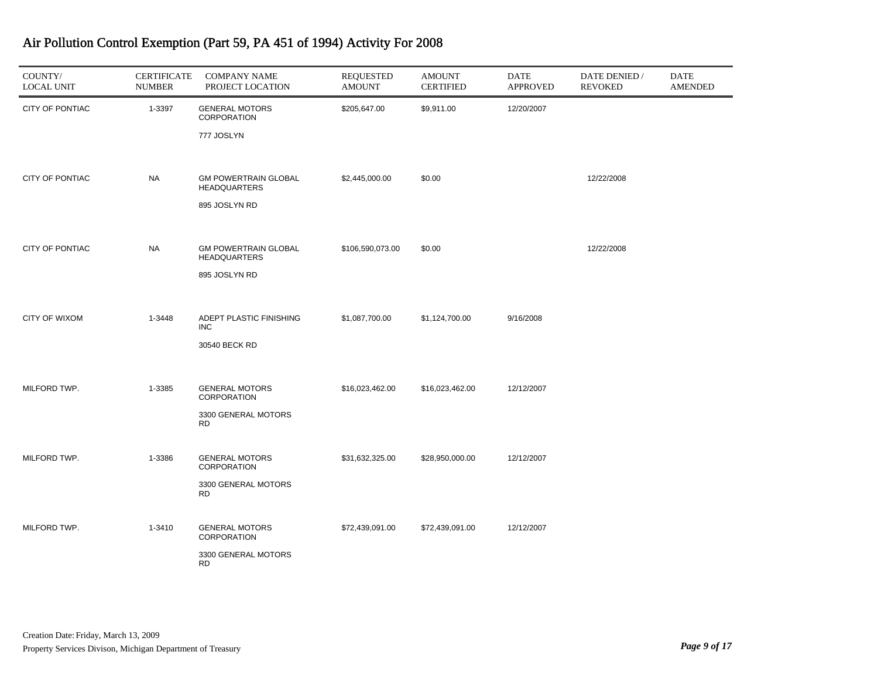# Air Pollution Control Exemption (Part 59, PA 451 of 1994) Activity For 2008

| COUNTY/ LOCAL UNIT | CERTIFICATE NUMBER | COMPANY NAME PROJECT LOCATION | REQUESTED AMOUNT | AMOUNT CERTIFIED | DATE APPROVED | DATE DENIED / REVOKED | DATE AMENDED |
|---|---|---|---|---|---|---|---|
| CITY OF PONTIAC | 1-3397 | GENERAL MOTORS CORPORATION<br>777 JOSLYN | $205,647.00 | $9,911.00 | 12/20/2007 | | |
| CITY OF PONTIAC | NA | GM POWERTRAIN GLOBAL HEADQUARTERS<br>895 JOSLYN RD | $2,445,000.00 | $0.00 | | 12/22/2008 | |
| CITY OF PONTIAC | NA | GM POWERTRAIN GLOBAL HEADQUARTERS<br>895 JOSLYN RD | $106,590,073.00 | $0.00 | | 12/22/2008 | |
| CITY OF WIXOM | 1-3448 | ADEPT PLASTIC FINISHING INC<br>30540 BECK RD | $1,087,700.00 | $1,124,700.00 | 9/16/2008 | | |
| MILFORD TWP. | 1-3385 | GENERAL MOTORS CORPORATION<br>3300 GENERAL MOTORS RD | $16,023,462.00 | $16,023,462.00 | 12/12/2007 | | |
| MILFORD TWP. | 1-3386 | GENERAL MOTORS CORPORATION<br>3300 GENERAL MOTORS RD | $31,632,325.00 | $28,950,000.00 | 12/12/2007 | | |
| MILFORD TWP. | 1-3410 | GENERAL MOTORS CORPORATION<br>3300 GENERAL MOTORS RD | $72,439,091.00 | $72,439,091.00 | 12/12/2007 | | |

Creation Date: Friday, March 13, 2009

Property Services Divison, Michigan Department of Treasury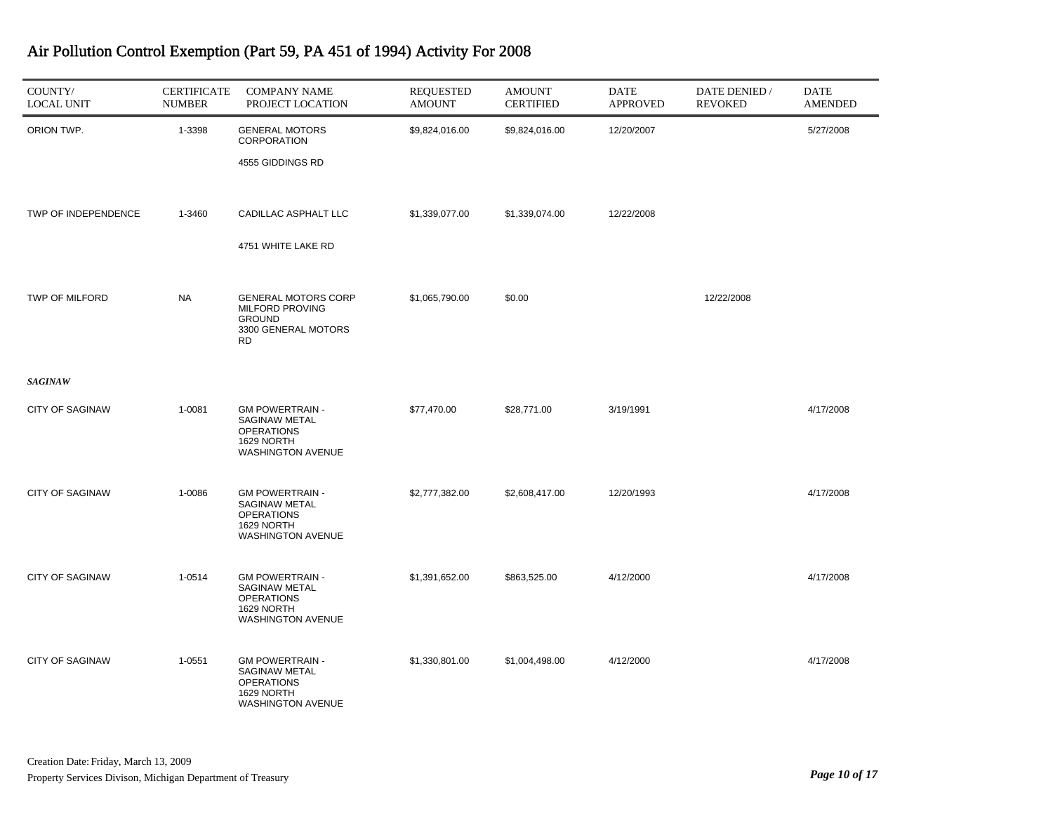# Air Pollution Control Exemption (Part 59, PA 451 of 1994) Activity For 2008

| COUNTY/ LOCAL UNIT | CERTIFICATE NUMBER | COMPANY NAME PROJECT LOCATION | REQUESTED AMOUNT | AMOUNT CERTIFIED | DATE APPROVED | DATE DENIED / REVOKED | DATE AMENDED |
|---|---|---|---|---|---|---|---|
| ORION TWP. | 1-3398 | GENERAL MOTORS CORPORATION 4555 GIDDINGS RD | $9,824,016.00 | $9,824,016.00 | 12/20/2007 | | 5/27/2008 |
| TWP OF INDEPENDENCE | 1-3460 | CADILLAC ASPHALT LLC 4751 WHITE LAKE RD | $1,339,077.00 | $1,339,074.00 | 12/22/2008 | | |
| TWP OF MILFORD | NA | GENERAL MOTORS CORP MILFORD PROVING GROUND 3300 GENERAL MOTORS RD | $1,065,790.00 | $0.00 | | 12/22/2008 | |
| ***SAGINAW*** | | | | | | | |
| CITY OF SAGINAW | 1-0081 | GM POWERTRAIN - SAGINAW METAL OPERATIONS 1629 NORTH WASHINGTON AVENUE | $77,470.00 | $28,771.00 | 3/19/1991 | | 4/17/2008 |
| CITY OF SAGINAW | 1-0086 | GM POWERTRAIN - SAGINAW METAL OPERATIONS 1629 NORTH WASHINGTON AVENUE | $2,777,382.00 | $2,608,417.00 | 12/20/1993 | | 4/17/2008 |
| CITY OF SAGINAW | 1-0514 | GM POWERTRAIN - SAGINAW METAL OPERATIONS 1629 NORTH WASHINGTON AVENUE | $1,391,652.00 | $863,525.00 | 4/12/2000 | | 4/17/2008 |
| CITY OF SAGINAW | 1-0551 | GM POWERTRAIN - SAGINAW METAL OPERATIONS 1629 NORTH WASHINGTON AVENUE | $1,330,801.00 | $1,004,498.00 | 4/12/2000 | | 4/17/2008 |

Creation Date: Friday, March 13, 2009

Property Services Divison, Michigan Department of Treasury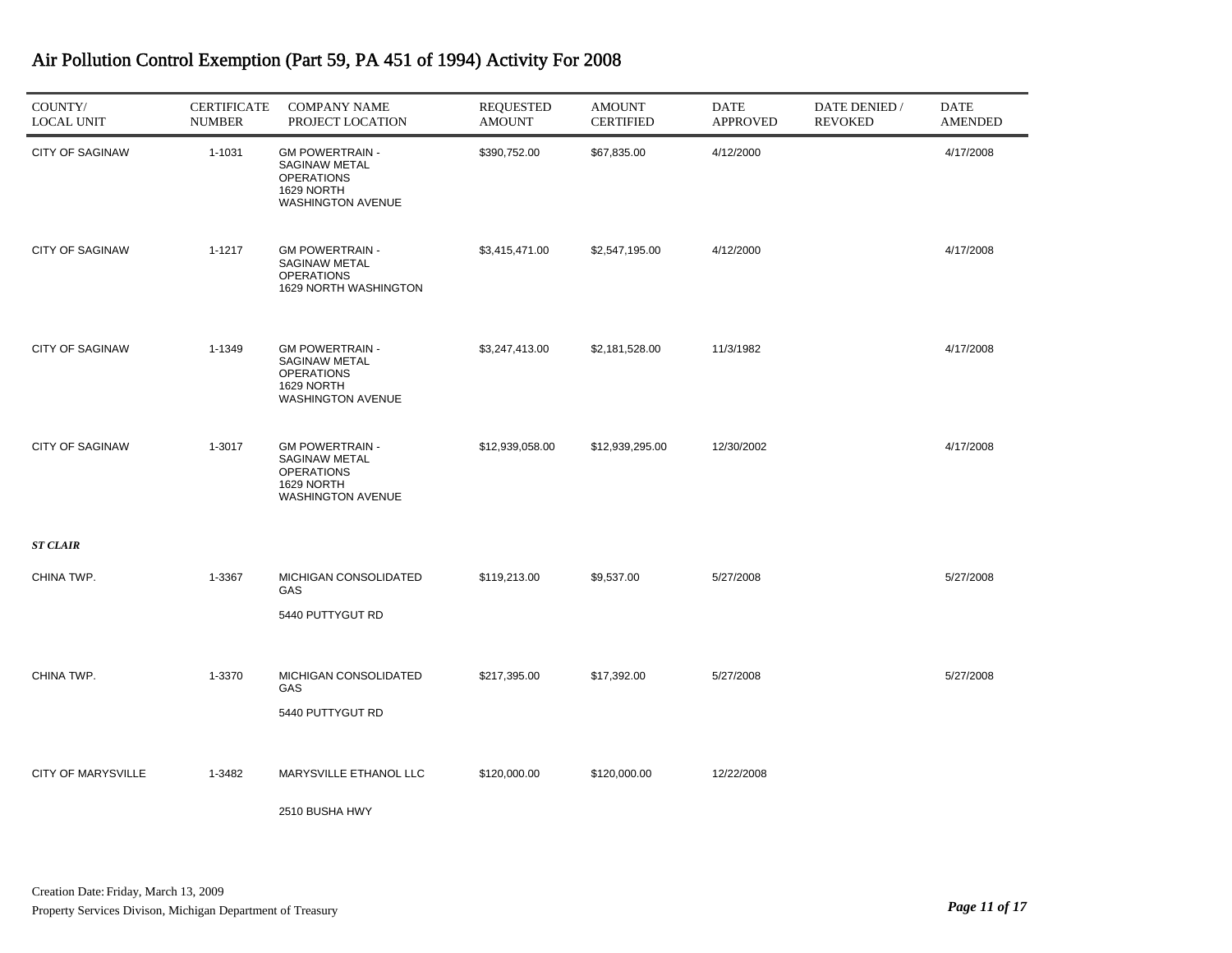# Air Pollution Control Exemption (Part 59, PA 451 of 1994) Activity For 2008

| COUNTY/ LOCAL UNIT | CERTIFICATE NUMBER | COMPANY NAME PROJECT LOCATION | REQUESTED AMOUNT | AMOUNT CERTIFIED | DATE APPROVED | DATE DENIED / REVOKED | DATE AMENDED |
|---|---|---|---|---|---|---|---|
| CITY OF SAGINAW | 1-1031 | GM POWERTRAIN - SAGINAW METAL OPERATIONS 1629 NORTH WASHINGTON AVENUE | $390,752.00 | $67,835.00 | 4/12/2000 | | 4/17/2008 |
| CITY OF SAGINAW | 1-1217 | GM POWERTRAIN - SAGINAW METAL OPERATIONS 1629 NORTH WASHINGTON | $3,415,471.00 | $2,547,195.00 | 4/12/2000 | | 4/17/2008 |
| CITY OF SAGINAW | 1-1349 | GM POWERTRAIN - SAGINAW METAL OPERATIONS 1629 NORTH WASHINGTON AVENUE | $3,247,413.00 | $2,181,528.00 | 11/3/1982 | | 4/17/2008 |
| CITY OF SAGINAW | 1-3017 | GM POWERTRAIN - SAGINAW METAL OPERATIONS 1629 NORTH WASHINGTON AVENUE | $12,939,058.00 | $12,939,295.00 | 12/30/2002 | | 4/17/2008 |
| ***ST CLAIR*** | | | | | | | |
| CHINA TWP. | 1-3367 | MICHIGAN CONSOLIDATED GAS 5440 PUTTYGUT RD | $119,213.00 | $9,537.00 | 5/27/2008 | | 5/27/2008 |
| CHINA TWP. | 1-3370 | MICHIGAN CONSOLIDATED GAS 5440 PUTTYGUT RD | $217,395.00 | $17,392.00 | 5/27/2008 | | 5/27/2008 |
| CITY OF MARYSVILLE | 1-3482 | MARYSVILLE ETHANOL LLC 2510 BUSHA HWY | $120,000.00 | $120,000.00 | 12/22/2008 | | |

Creation Date: Friday, March 13, 2009

Property Services Divison, Michigan Department of Treasury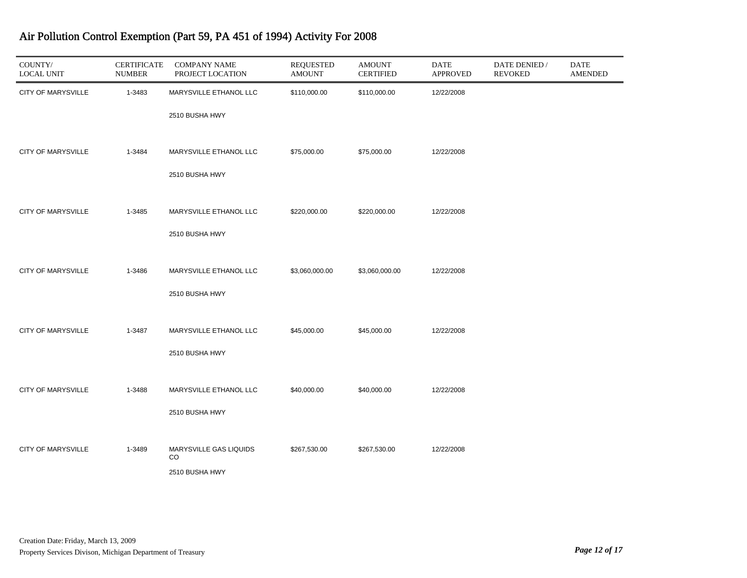# Air Pollution Control Exemption (Part 59, PA 451 of 1994) Activity For 2008

| COUNTY/ LOCAL UNIT | CERTIFICATE NUMBER | COMPANY NAME PROJECT LOCATION | REQUESTED AMOUNT | AMOUNT CERTIFIED | DATE APPROVED | DATE DENIED / REVOKED | DATE AMENDED |
|---|---|---|---|---|---|---|---|
| CITY OF MARYSVILLE | 1-3483 | MARYSVILLE ETHANOL LLC<br>2510 BUSHA HWY | $110,000.00 | $110,000.00 | 12/22/2008 | | |
| CITY OF MARYSVILLE | 1-3484 | MARYSVILLE ETHANOL LLC<br>2510 BUSHA HWY | $75,000.00 | $75,000.00 | 12/22/2008 | | |
| CITY OF MARYSVILLE | 1-3485 | MARYSVILLE ETHANOL LLC<br>2510 BUSHA HWY | $220,000.00 | $220,000.00 | 12/22/2008 | | |
| CITY OF MARYSVILLE | 1-3486 | MARYSVILLE ETHANOL LLC<br>2510 BUSHA HWY | $3,060,000.00 | $3,060,000.00 | 12/22/2008 | | |
| CITY OF MARYSVILLE | 1-3487 | MARYSVILLE ETHANOL LLC<br>2510 BUSHA HWY | $45,000.00 | $45,000.00 | 12/22/2008 | | |
| CITY OF MARYSVILLE | 1-3488 | MARYSVILLE ETHANOL LLC<br>2510 BUSHA HWY | $40,000.00 | $40,000.00 | 12/22/2008 | | |
| CITY OF MARYSVILLE | 1-3489 | MARYSVILLE GAS LIQUIDS CO<br>2510 BUSHA HWY | $267,530.00 | $267,530.00 | 12/22/2008 | | |

Creation Date: Friday, March 13, 2009

Property Services Divison, Michigan Department of Treasury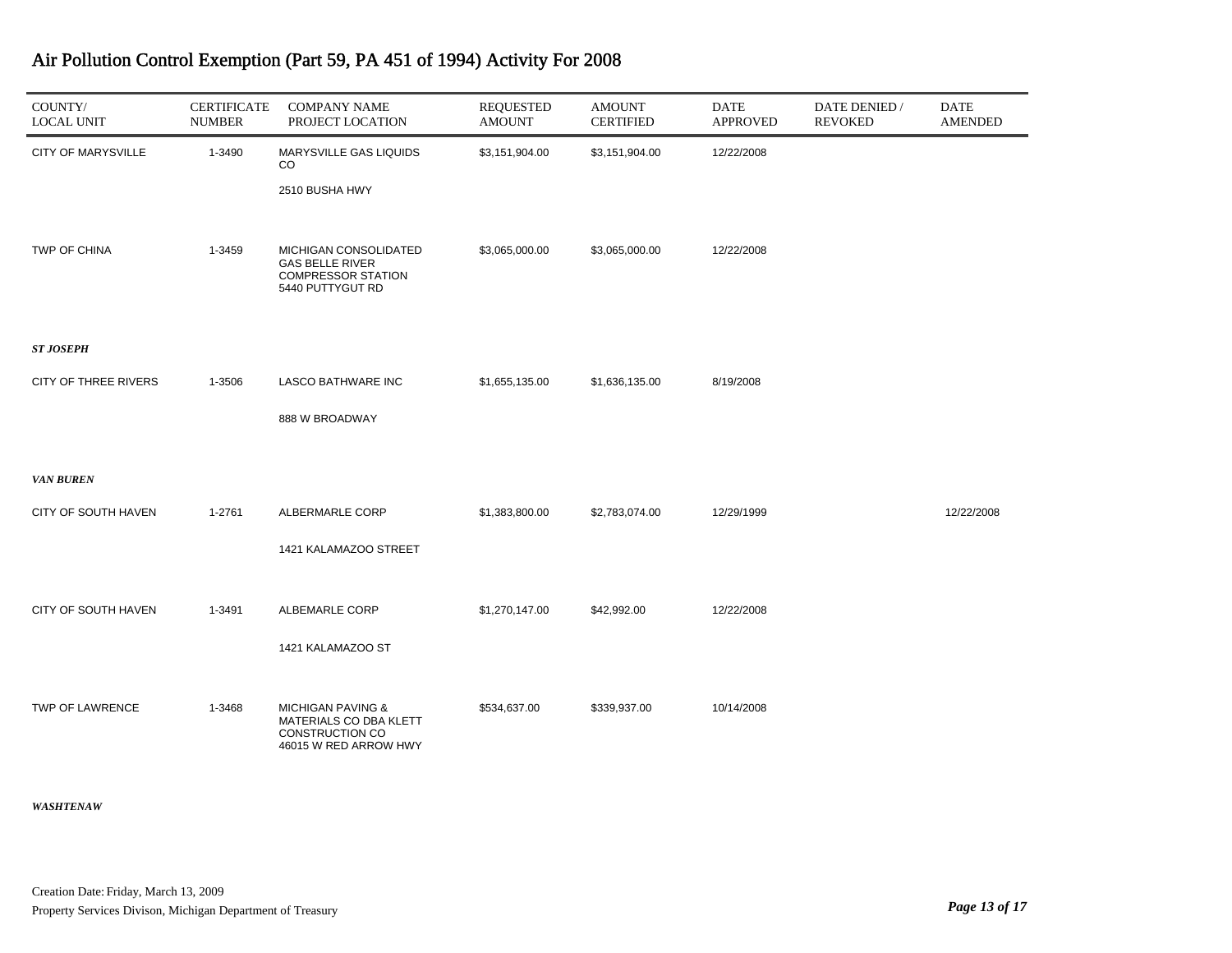# Air Pollution Control Exemption (Part 59, PA 451 of 1994) Activity For 2008

| COUNTY/ LOCAL UNIT | CERTIFICATE NUMBER | COMPANY NAME PROJECT LOCATION | REQUESTED AMOUNT | AMOUNT CERTIFIED | DATE APPROVED | DATE DENIED / REVOKED | DATE AMENDED |
|---|---|---|---|---|---|---|---|
| CITY OF MARYSVILLE | 1-3490 | MARYSVILLE GAS LIQUIDS CO<br>2510 BUSHA HWY | $3,151,904.00 | $3,151,904.00 | 12/22/2008 | | |
| TWP OF CHINA | 1-3459 | MICHIGAN CONSOLIDATED GAS BELLE RIVER COMPRESSOR STATION<br>5440 PUTTYGUT RD | $3,065,000.00 | $3,065,000.00 | 12/22/2008 | | |
| ***ST JOSEPH*** | | | | | | | |
| CITY OF THREE RIVERS | 1-3506 | LASCO BATHWARE INC<br>888 W BROADWAY | $1,655,135.00 | $1,636,135.00 | 8/19/2008 | | |
| ***VAN BUREN*** | | | | | | | |
| CITY OF SOUTH HAVEN | 1-2761 | ALBERMARLE CORP<br>1421 KALAMAZOO STREET | $1,383,800.00 | $2,783,074.00 | 12/29/1999 | | 12/22/2008 |
| CITY OF SOUTH HAVEN | 1-3491 | ALBEMARLE CORP<br>1421 KALAMAZOO ST | $1,270,147.00 | $42,992.00 | 12/22/2008 | | |
| TWP OF LAWRENCE | 1-3468 | MICHIGAN PAVING & MATERIALS CO DBA KLETT CONSTRUCTION CO<br>46015 W RED ARROW HWY | $534,637.00 | $339,937.00 | 10/14/2008 | | |
| ***WASHTENAW*** | | | | | | | |

Creation Date: Friday, March 13, 2009

Property Services Divison, Michigan Department of Treasury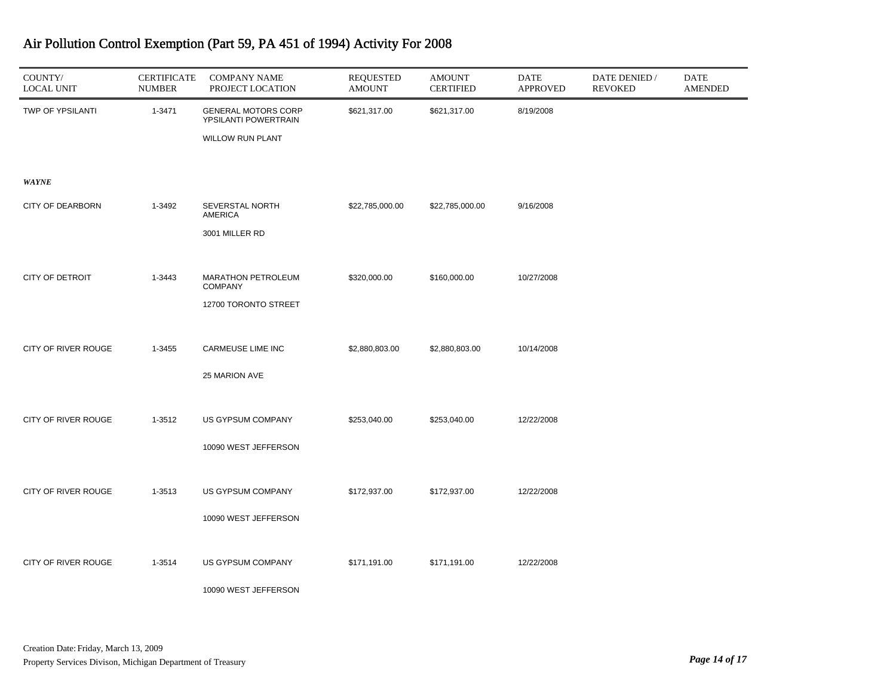# Air Pollution Control Exemption (Part 59, PA 451 of 1994) Activity For 2008

| COUNTY/ LOCAL UNIT | CERTIFICATE NUMBER | COMPANY NAME PROJECT LOCATION | REQUESTED AMOUNT | AMOUNT CERTIFIED | DATE APPROVED | DATE DENIED / REVOKED | DATE AMENDED |
|---|---|---|---|---|---|---|---|
| TWP OF YPSILANTI | 1-3471 | GENERAL MOTORS CORP YPSILANTI POWERTRAIN<br>WILLOW RUN PLANT | $621,317.00 | $621,317.00 | 8/19/2008 | | |
| ***WAYNE*** | | | | | | | |
| CITY OF DEARBORN | 1-3492 | SEVERSTAL NORTH AMERICA<br>3001 MILLER RD | $22,785,000.00 | $22,785,000.00 | 9/16/2008 | | |
| CITY OF DETROIT | 1-3443 | MARATHON PETROLEUM COMPANY<br>12700 TORONTO STREET | $320,000.00 | $160,000.00 | 10/27/2008 | | |
| CITY OF RIVER ROUGE | 1-3455 | CARMEUSE LIME INC<br>25 MARION AVE | $2,880,803.00 | $2,880,803.00 | 10/14/2008 | | |
| CITY OF RIVER ROUGE | 1-3512 | US GYPSUM COMPANY<br>10090 WEST JEFFERSON | $253,040.00 | $253,040.00 | 12/22/2008 | | |
| CITY OF RIVER ROUGE | 1-3513 | US GYPSUM COMPANY<br>10090 WEST JEFFERSON | $172,937.00 | $172,937.00 | 12/22/2008 | | |
| CITY OF RIVER ROUGE | 1-3514 | US GYPSUM COMPANY<br>10090 WEST JEFFERSON | $171,191.00 | $171,191.00 | 12/22/2008 | | |

Creation Date: Friday, March 13, 2009

Property Services Divison, Michigan Department of Treasury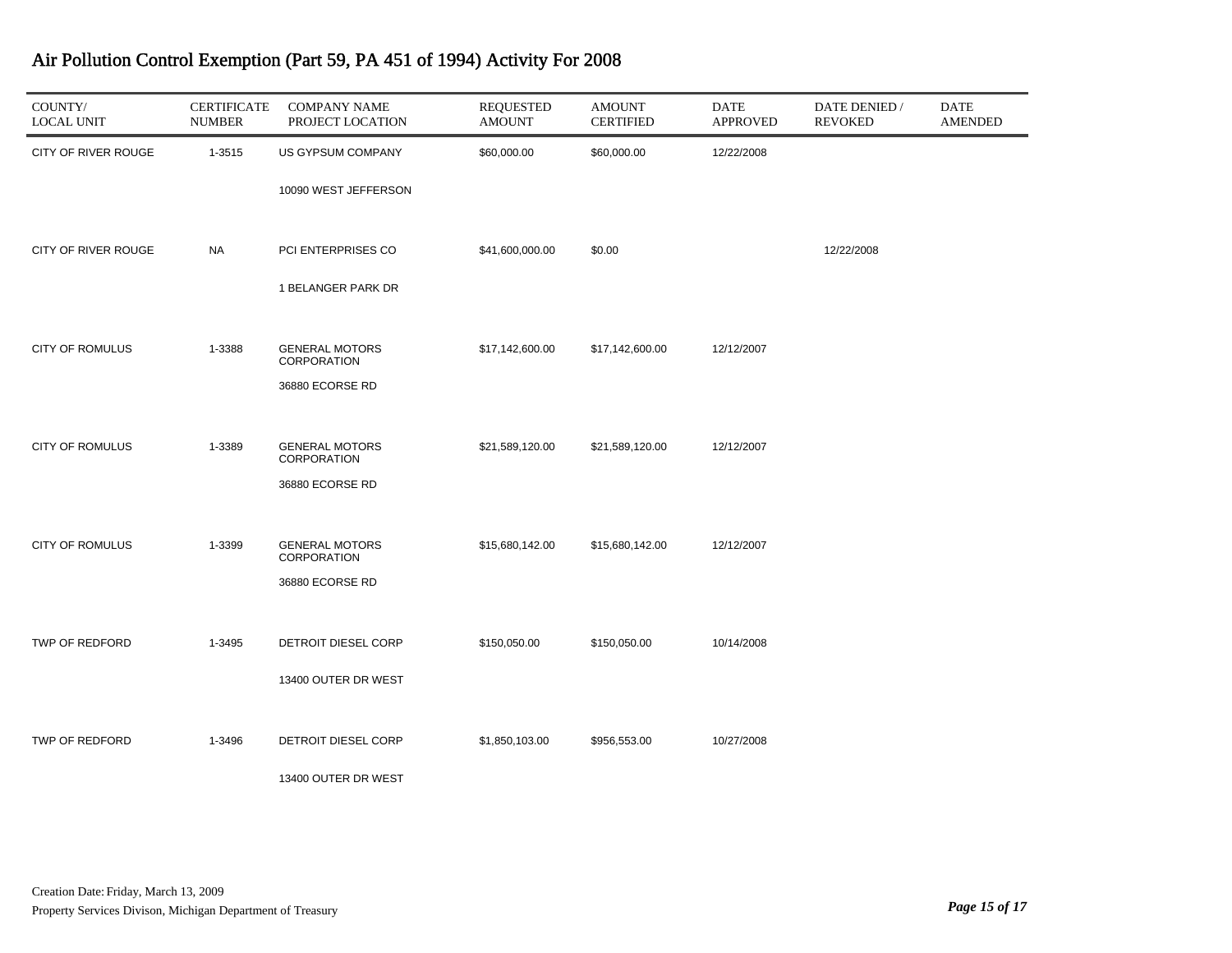# Air Pollution Control Exemption (Part 59, PA 451 of 1994) Activity For 2008

| COUNTY/ LOCAL UNIT | CERTIFICATE NUMBER | COMPANY NAME PROJECT LOCATION | REQUESTED AMOUNT | AMOUNT CERTIFIED | DATE APPROVED | DATE DENIED / REVOKED | DATE AMENDED |
|---|---|---|---|---|---|---|---|
| CITY OF RIVER ROUGE | 1-3515 | US GYPSUM COMPANY<br>10090 WEST JEFFERSON | $60,000.00 | $60,000.00 | 12/22/2008 | | |
| CITY OF RIVER ROUGE | NA | PCI ENTERPRISES CO<br>1 BELANGER PARK DR | $41,600,000.00 | $0.00 | | 12/22/2008 | |
| CITY OF ROMULUS | 1-3388 | GENERAL MOTORS CORPORATION<br>36880 ECORSE RD | $17,142,600.00 | $17,142,600.00 | 12/12/2007 | | |
| CITY OF ROMULUS | 1-3389 | GENERAL MOTORS CORPORATION<br>36880 ECORSE RD | $21,589,120.00 | $21,589,120.00 | 12/12/2007 | | |
| CITY OF ROMULUS | 1-3399 | GENERAL MOTORS CORPORATION<br>36880 ECORSE RD | $15,680,142.00 | $15,680,142.00 | 12/12/2007 | | |
| TWP OF REDFORD | 1-3495 | DETROIT DIESEL CORP<br>13400 OUTER DR WEST | $150,050.00 | $150,050.00 | 10/14/2008 | | |
| TWP OF REDFORD | 1-3496 | DETROIT DIESEL CORP<br>13400 OUTER DR WEST | $1,850,103.00 | $956,553.00 | 10/27/2008 | | |

Creation Date: Friday, March 13, 2009

Property Services Divison, Michigan Department of Treasury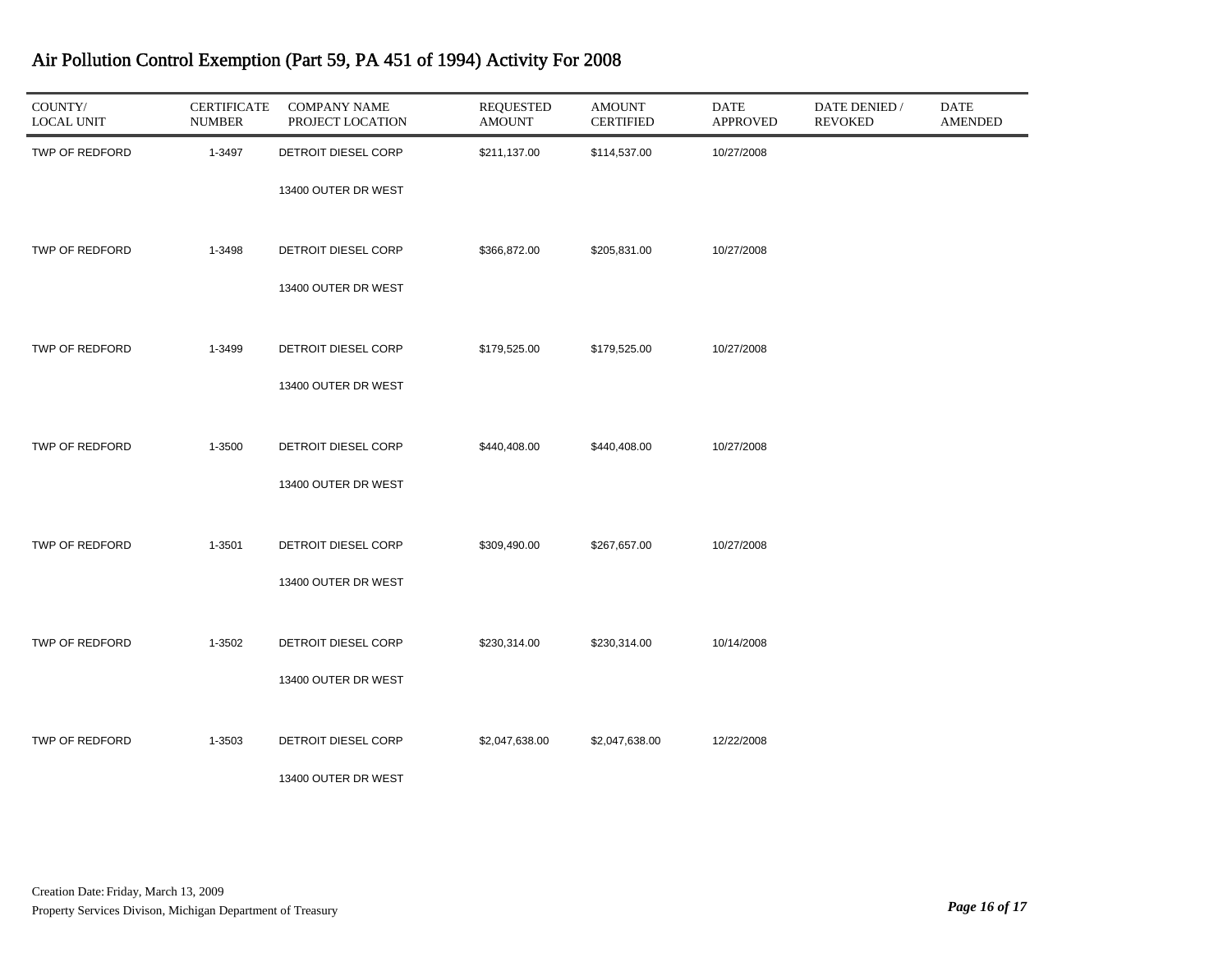# Air Pollution Control Exemption (Part 59, PA 451 of 1994) Activity For 2008

| COUNTY/ LOCAL UNIT | CERTIFICATE NUMBER | COMPANY NAME PROJECT LOCATION | REQUESTED AMOUNT | AMOUNT CERTIFIED | DATE APPROVED | DATE DENIED / REVOKED | DATE AMENDED |
|---|---|---|---|---|---|---|---|
| TWP OF REDFORD | 1-3497 | DETROIT DIESEL CORP<br>13400 OUTER DR WEST | $211,137.00 | $114,537.00 | 10/27/2008 | | |
| TWP OF REDFORD | 1-3498 | DETROIT DIESEL CORP<br>13400 OUTER DR WEST | $366,872.00 | $205,831.00 | 10/27/2008 | | |
| TWP OF REDFORD | 1-3499 | DETROIT DIESEL CORP<br>13400 OUTER DR WEST | $179,525.00 | $179,525.00 | 10/27/2008 | | |
| TWP OF REDFORD | 1-3500 | DETROIT DIESEL CORP<br>13400 OUTER DR WEST | $440,408.00 | $440,408.00 | 10/27/2008 | | |
| TWP OF REDFORD | 1-3501 | DETROIT DIESEL CORP<br>13400 OUTER DR WEST | $309,490.00 | $267,657.00 | 10/27/2008 | | |
| TWP OF REDFORD | 1-3502 | DETROIT DIESEL CORP<br>13400 OUTER DR WEST | $230,314.00 | $230,314.00 | 10/14/2008 | | |
| TWP OF REDFORD | 1-3503 | DETROIT DIESEL CORP<br>13400 OUTER DR WEST | $2,047,638.00 | $2,047,638.00 | 12/22/2008 | | |

Creation Date: Friday, March 13, 2009

Property Services Divison, Michigan Department of Treasury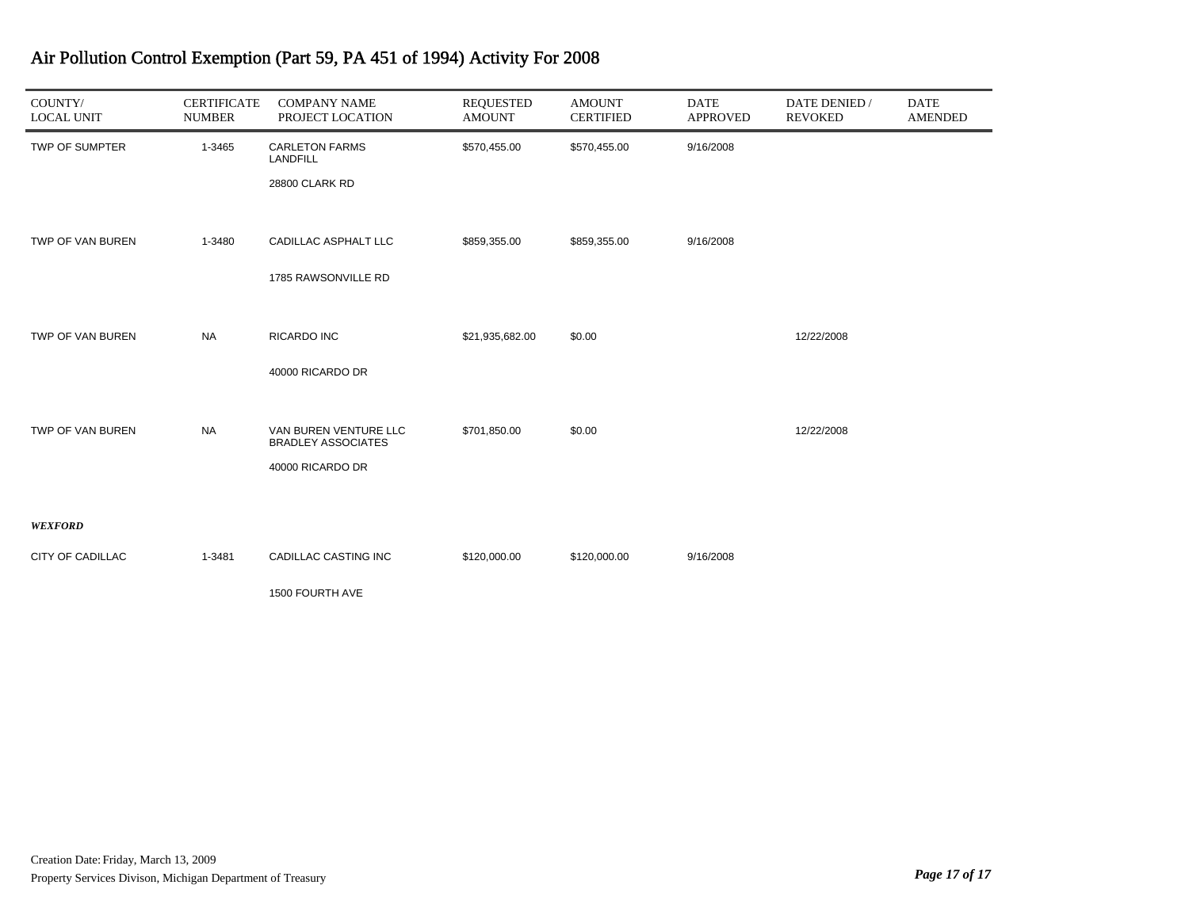# Air Pollution Control Exemption (Part 59, PA 451 of 1994) Activity For 2008

| COUNTY/ LOCAL UNIT | CERTIFICATE NUMBER | COMPANY NAME PROJECT LOCATION | REQUESTED AMOUNT | AMOUNT CERTIFIED | DATE APPROVED | DATE DENIED / REVOKED | DATE AMENDED |
|---|---|---|---|---|---|---|---|
| TWP OF SUMPTER | 1-3465 | CARLETON FARMS LANDFILL<br>28800 CLARK RD | $570,455.00 | $570,455.00 | 9/16/2008 | | |
| TWP OF VAN BUREN | 1-3480 | CADILLAC ASPHALT LLC<br>1785 RAWSONVILLE RD | $859,355.00 | $859,355.00 | 9/16/2008 | | |
| TWP OF VAN BUREN | NA | RICARDO INC<br>40000 RICARDO DR | $21,935,682.00 | $0.00 | | 12/22/2008 | |
| TWP OF VAN BUREN | NA | VAN BUREN VENTURE LLC BRADLEY ASSOCIATES<br>40000 RICARDO DR | $701,850.00 | $0.00 | | 12/22/2008 | |
| ***WEXFORD*** | | | | | | | |
| CITY OF CADILLAC | 1-3481 | CADILLAC CASTING INC<br>1500 FOURTH AVE | $120,000.00 | $120,000.00 | 9/16/2008 | | |

Creation Date: Friday, March 13, 2009

Property Services Divison, Michigan Department of Treasury